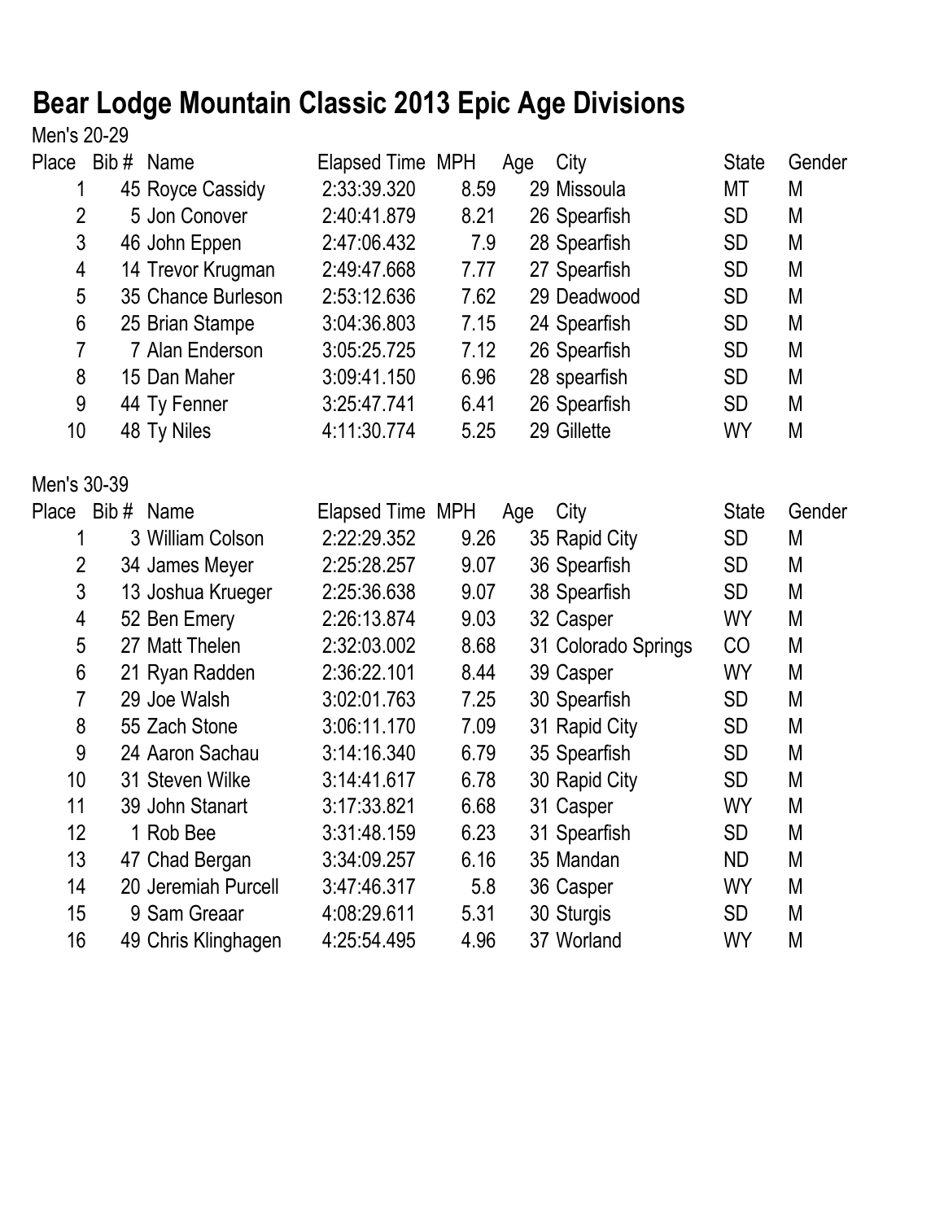# Bear Lodge Mountain Classic 2013 Epic Age Divisions

Men's 20-29

| Place | Bib # | Name | Elapsed Time | MPH | Age | City | State | Gender |
|---|---|---|---|---|---|---|---|---|
| 1 | 45 | Royce Cassidy | 2:33:39.320 | 8.59 | 29 | Missoula | MT | M |
| 2 | 5 | Jon Conover | 2:40:41.879 | 8.21 | 26 | Spearfish | SD | M |
| 3 | 46 | John Eppen | 2:47:06.432 | 7.9 | 28 | Spearfish | SD | M |
| 4 | 14 | Trevor Krugman | 2:49:47.668 | 7.77 | 27 | Spearfish | SD | M |
| 5 | 35 | Chance Burleson | 2:53:12.636 | 7.62 | 29 | Deadwood | SD | M |
| 6 | 25 | Brian Stampe | 3:04:36.803 | 7.15 | 24 | Spearfish | SD | M |
| 7 | 7 | Alan Enderson | 3:05:25.725 | 7.12 | 26 | Spearfish | SD | M |
| 8 | 15 | Dan Maher | 3:09:41.150 | 6.96 | 28 | spearfish | SD | M |
| 9 | 44 | Ty Fenner | 3:25:47.741 | 6.41 | 26 | Spearfish | SD | M |
| 10 | 48 | Ty Niles | 4:11:30.774 | 5.25 | 29 | Gillette | WY | M |

Men's 30-39

| Place | Bib # | Name | Elapsed Time | MPH | Age | City | State | Gender |
|---|---|---|---|---|---|---|---|---|
| 1 | 3 | William Colson | 2:22:29.352 | 9.26 | 35 | Rapid City | SD | M |
| 2 | 34 | James Meyer | 2:25:28.257 | 9.07 | 36 | Spearfish | SD | M |
| 3 | 13 | Joshua Krueger | 2:25:36.638 | 9.07 | 38 | Spearfish | SD | M |
| 4 | 52 | Ben Emery | 2:26:13.874 | 9.03 | 32 | Casper | WY | M |
| 5 | 27 | Matt Thelen | 2:32:03.002 | 8.68 | 31 | Colorado Springs | CO | M |
| 6 | 21 | Ryan Radden | 2:36:22.101 | 8.44 | 39 | Casper | WY | M |
| 7 | 29 | Joe Walsh | 3:02:01.763 | 7.25 | 30 | Spearfish | SD | M |
| 8 | 55 | Zach Stone | 3:06:11.170 | 7.09 | 31 | Rapid City | SD | M |
| 9 | 24 | Aaron Sachau | 3:14:16.340 | 6.79 | 35 | Spearfish | SD | M |
| 10 | 31 | Steven Wilke | 3:14:41.617 | 6.78 | 30 | Rapid City | SD | M |
| 11 | 39 | John Stanart | 3:17:33.821 | 6.68 | 31 | Casper | WY | M |
| 12 | 1 | Rob Bee | 3:31:48.159 | 6.23 | 31 | Spearfish | SD | M |
| 13 | 47 | Chad Bergan | 3:34:09.257 | 6.16 | 35 | Mandan | ND | M |
| 14 | 20 | Jeremiah Purcell | 3:47:46.317 | 5.8 | 36 | Casper | WY | M |
| 15 | 9 | Sam Greaar | 4:08:29.611 | 5.31 | 30 | Sturgis | SD | M |
| 16 | 49 | Chris Klinghagen | 4:25:54.495 | 4.96 | 37 | Worland | WY | M |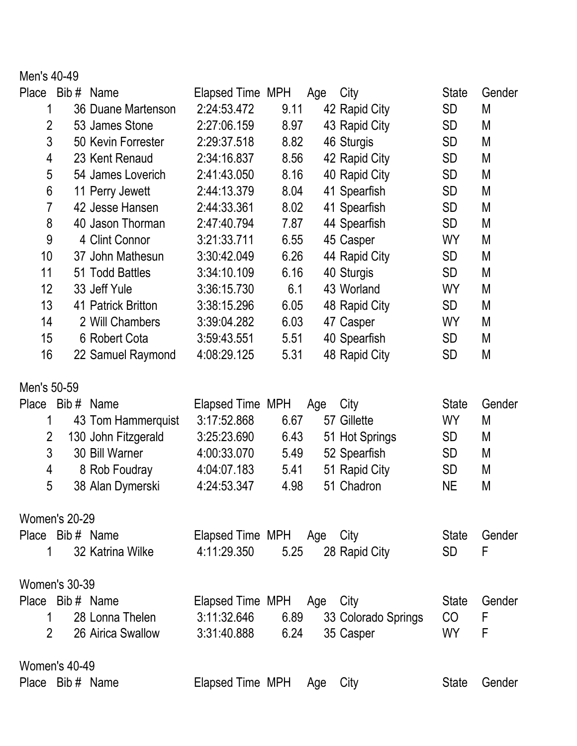Men's 40-49

| Place | Bib # | Name | Elapsed Time | MPH | Age | City | State | Gender |
|---|---|---|---|---|---|---|---|---|
| 1 | 36 | Duane Martenson | 2:24:53.472 | 9.11 | 42 | Rapid City | SD | M |
| 2 | 53 | James Stone | 2:27:06.159 | 8.97 | 43 | Rapid City | SD | M |
| 3 | 50 | Kevin Forrester | 2:29:37.518 | 8.82 | 46 | Sturgis | SD | M |
| 4 | 23 | Kent Renaud | 2:34:16.837 | 8.56 | 42 | Rapid City | SD | M |
| 5 | 54 | James Loverich | 2:41:43.050 | 8.16 | 40 | Rapid City | SD | M |
| 6 | 11 | Perry Jewett | 2:44:13.379 | 8.04 | 41 | Spearfish | SD | M |
| 7 | 42 | Jesse Hansen | 2:44:33.361 | 8.02 | 41 | Spearfish | SD | M |
| 8 | 40 | Jason Thorman | 2:47:40.794 | 7.87 | 44 | Spearfish | SD | M |
| 9 | 4 | Clint Connor | 3:21:33.711 | 6.55 | 45 | Casper | WY | M |
| 10 | 37 | John Mathesun | 3:30:42.049 | 6.26 | 44 | Rapid City | SD | M |
| 11 | 51 | Todd Battles | 3:34:10.109 | 6.16 | 40 | Sturgis | SD | M |
| 12 | 33 | Jeff Yule | 3:36:15.730 | 6.1 | 43 | Worland | WY | M |
| 13 | 41 | Patrick Britton | 3:38:15.296 | 6.05 | 48 | Rapid City | SD | M |
| 14 | 2 | Will Chambers | 3:39:04.282 | 6.03 | 47 | Casper | WY | M |
| 15 | 6 | Robert Cota | 3:59:43.551 | 5.51 | 40 | Spearfish | SD | M |
| 16 | 22 | Samuel Raymond | 4:08:29.125 | 5.31 | 48 | Rapid City | SD | M |

Men's 50-59

| Place | Bib # | Name | Elapsed Time | MPH | Age | City | State | Gender |
|---|---|---|---|---|---|---|---|---|
| 1 | 43 | Tom Hammerquist | 3:17:52.868 | 6.67 | 57 | Gillette | WY | M |
| 2 | 130 | John Fitzgerald | 3:25:23.690 | 6.43 | 51 | Hot Springs | SD | M |
| 3 | 30 | Bill Warner | 4:00:33.070 | 5.49 | 52 | Spearfish | SD | M |
| 4 | 8 | Rob Foudray | 4:04:07.183 | 5.41 | 51 | Rapid City | SD | M |
| 5 | 38 | Alan Dymerski | 4:24:53.347 | 4.98 | 51 | Chadron | NE | M |

Women's 20-29

| Place | Bib # | Name | Elapsed Time | MPH | Age | City | State | Gender |
|---|---|---|---|---|---|---|---|---|
| 1 | 32 | Katrina Wilke | 4:11:29.350 | 5.25 | 28 | Rapid City | SD | F |

Women's 30-39

| Place | Bib # | Name | Elapsed Time | MPH | Age | City | State | Gender |
|---|---|---|---|---|---|---|---|---|
| 1 | 28 | Lonna Thelen | 3:11:32.646 | 6.89 | 33 | Colorado Springs | CO | F |
| 2 | 26 | Airica Swallow | 3:31:40.888 | 6.24 | 35 | Casper | WY | F |

Women's 40-49

| Place | Bib # | Name | Elapsed Time | MPH | Age | City | State | Gender |
|---|---|---|---|---|---|---|---|---|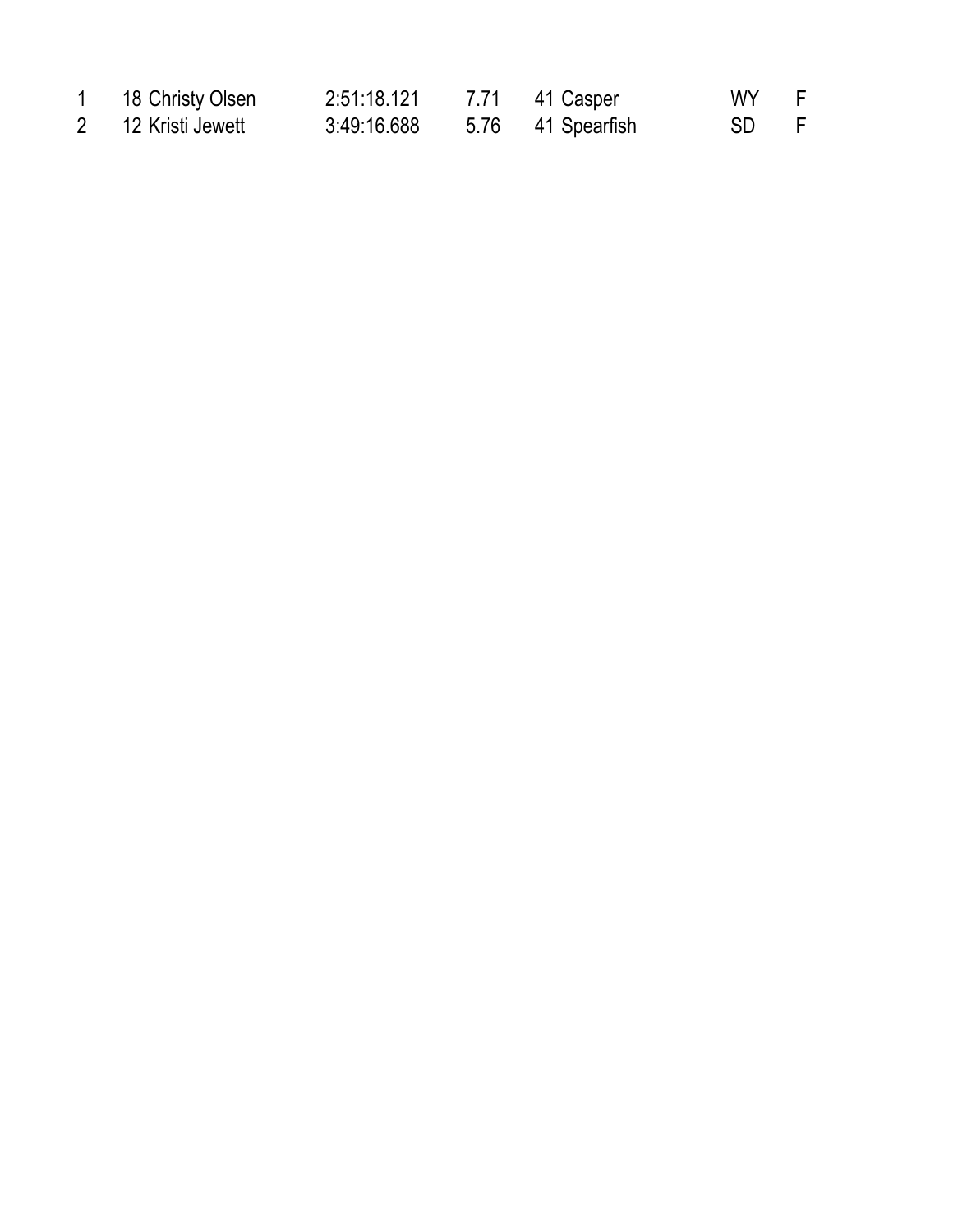| | | | | | | | | |
|---|---|---|---|---|---|---|---|---|
| 1 | 18 | Christy Olsen | 2:51:18.121 | 7.71 | 41 | Casper | WY | F |
| 2 | 12 | Kristi Jewett | 3:49:16.688 | 5.76 | 41 | Spearfish | SD | F |